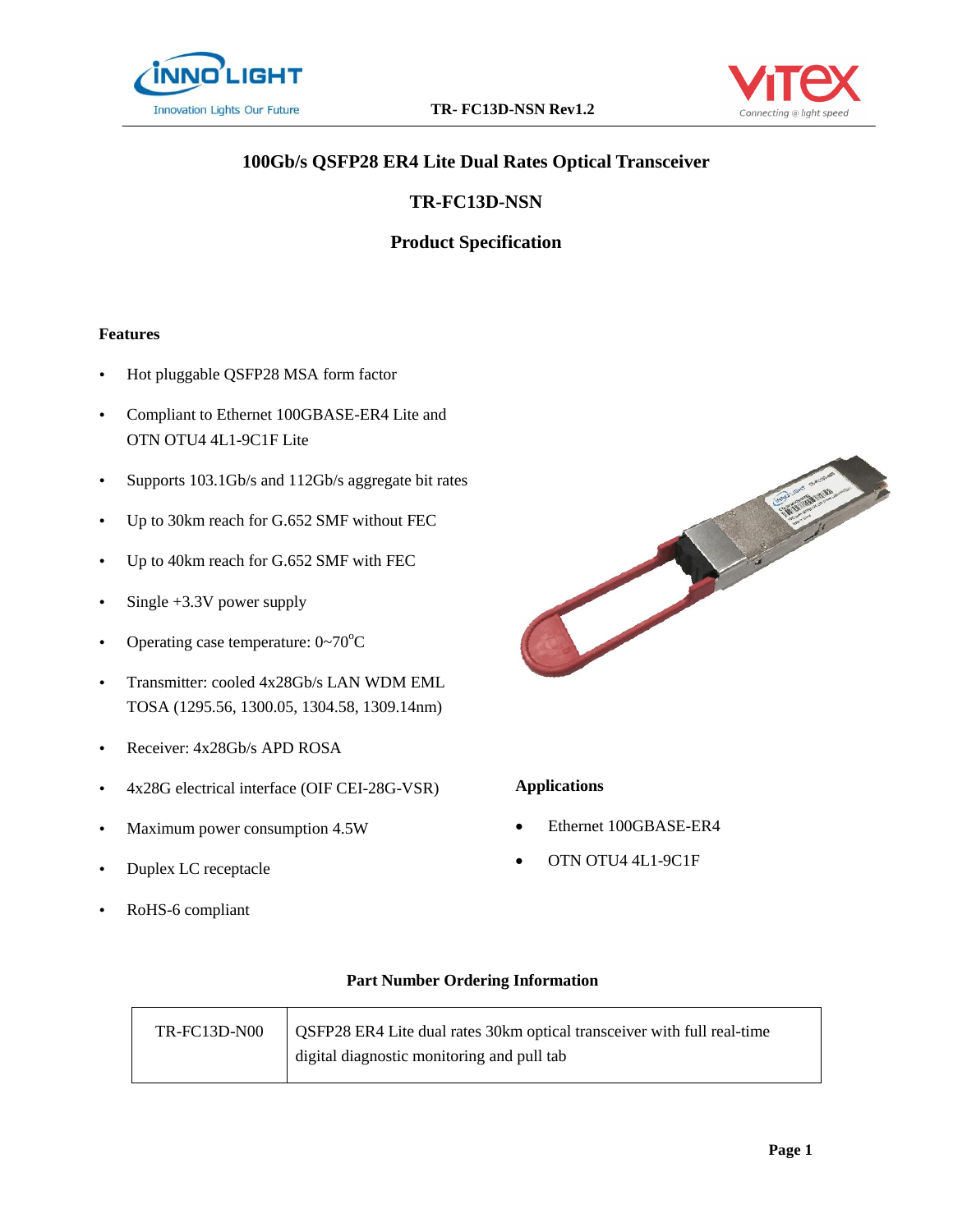# 100Gb/s QSFP28 ER4 Lite Dual Rates Optical Transceiver

## TR-FC13D-NSN

## Product Specification

### Features

- Hot pluggable QSFP28 MSA form factor
- Compliant to Ethernet 100GBASE-ER4 Lite and OTN OTU4 4L1-9C1F Lite
- Supports 103.1Gb/s and 112Gb/s aggregate bit rates
- Up to 30km reach for G.652 SMF without FEC
- Up to 40km reach for G.652 SMF with FEC
- Single +3.3V power supply
- Operating case temperature: 0~70$^{o}$C
- Transmitter: cooled 4x28Gb/s LAN WDM EML TOSA (1295.56, 1300.05, 1304.58, 1309.14nm)
- Receiver: 4x28Gb/s APD ROSA
- 4x28G electrical interface (OIF CEI-28G-VSR)
- Maximum power consumption 4.5W
- Duplex LC receptacle
- RoHS-6 compliant

### Applications

- Ethernet 100GBASE-ER4
- OTN OTU4 4L1-9C1F

### Part Number Ordering Information

| | |
|---|---|
| TR-FC13D-N00 | QSFP28 ER4 Lite dual rates 30km optical transceiver with full real-time digital diagnostic monitoring and pull tab |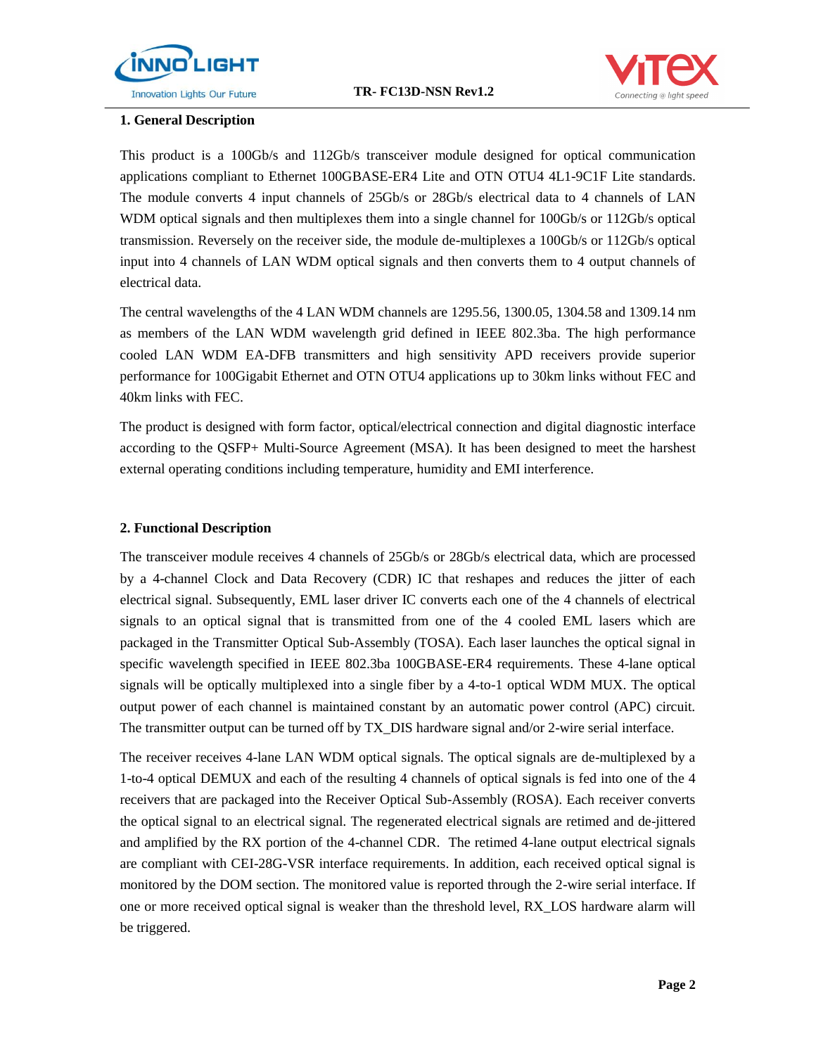## 1. General Description

This product is a 100Gb/s and 112Gb/s transceiver module designed for optical communication applications compliant to Ethernet 100GBASE-ER4 Lite and OTN OTU4 4L1-9C1F Lite standards. The module converts 4 input channels of 25Gb/s or 28Gb/s electrical data to 4 channels of LAN WDM optical signals and then multiplexes them into a single channel for 100Gb/s or 112Gb/s optical transmission. Reversely on the receiver side, the module de-multiplexes a 100Gb/s or 112Gb/s optical input into 4 channels of LAN WDM optical signals and then converts them to 4 output channels of electrical data.

The central wavelengths of the 4 LAN WDM channels are 1295.56, 1300.05, 1304.58 and 1309.14 nm as members of the LAN WDM wavelength grid defined in IEEE 802.3ba. The high performance cooled LAN WDM EA-DFB transmitters and high sensitivity APD receivers provide superior performance for 100Gigabit Ethernet and OTN OTU4 applications up to 30km links without FEC and 40km links with FEC.

The product is designed with form factor, optical/electrical connection and digital diagnostic interface according to the QSFP+ Multi-Source Agreement (MSA). It has been designed to meet the harshest external operating conditions including temperature, humidity and EMI interference.

## 2. Functional Description

The transceiver module receives 4 channels of 25Gb/s or 28Gb/s electrical data, which are processed by a 4-channel Clock and Data Recovery (CDR) IC that reshapes and reduces the jitter of each electrical signal. Subsequently, EML laser driver IC converts each one of the 4 channels of electrical signals to an optical signal that is transmitted from one of the 4 cooled EML lasers which are packaged in the Transmitter Optical Sub-Assembly (TOSA). Each laser launches the optical signal in specific wavelength specified in IEEE 802.3ba 100GBASE-ER4 requirements. These 4-lane optical signals will be optically multiplexed into a single fiber by a 4-to-1 optical WDM MUX. The optical output power of each channel is maintained constant by an automatic power control (APC) circuit. The transmitter output can be turned off by TX_DIS hardware signal and/or 2-wire serial interface.

The receiver receives 4-lane LAN WDM optical signals. The optical signals are de-multiplexed by a 1-to-4 optical DEMUX and each of the resulting 4 channels of optical signals is fed into one of the 4 receivers that are packaged into the Receiver Optical Sub-Assembly (ROSA). Each receiver converts the optical signal to an electrical signal. The regenerated electrical signals are retimed and de-jittered and amplified by the RX portion of the 4-channel CDR. The retimed 4-lane output electrical signals are compliant with CEI-28G-VSR interface requirements. In addition, each received optical signal is monitored by the DOM section. The monitored value is reported through the 2-wire serial interface. If one or more received optical signal is weaker than the threshold level, RX_LOS hardware alarm will be triggered.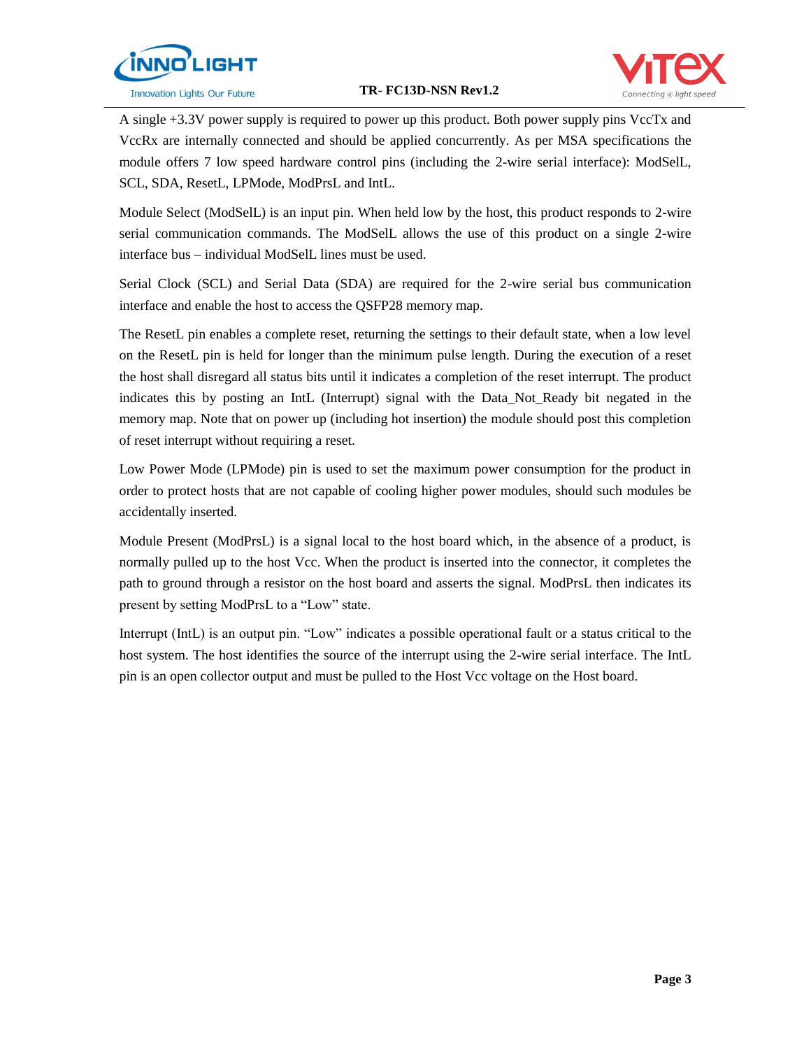A single +3.3V power supply is required to power up this product. Both power supply pins VccTx and VccRx are internally connected and should be applied concurrently. As per MSA specifications the module offers 7 low speed hardware control pins (including the 2-wire serial interface): ModSelL, SCL, SDA, ResetL, LPMode, ModPrsL and IntL.

Module Select (ModSelL) is an input pin. When held low by the host, this product responds to 2-wire serial communication commands. The ModSelL allows the use of this product on a single 2-wire interface bus – individual ModSelL lines must be used.

Serial Clock (SCL) and Serial Data (SDA) are required for the 2-wire serial bus communication interface and enable the host to access the QSFP28 memory map.

The ResetL pin enables a complete reset, returning the settings to their default state, when a low level on the ResetL pin is held for longer than the minimum pulse length. During the execution of a reset the host shall disregard all status bits until it indicates a completion of the reset interrupt. The product indicates this by posting an IntL (Interrupt) signal with the Data_Not_Ready bit negated in the memory map. Note that on power up (including hot insertion) the module should post this completion of reset interrupt without requiring a reset.

Low Power Mode (LPMode) pin is used to set the maximum power consumption for the product in order to protect hosts that are not capable of cooling higher power modules, should such modules be accidentally inserted.

Module Present (ModPrsL) is a signal local to the host board which, in the absence of a product, is normally pulled up to the host Vcc. When the product is inserted into the connector, it completes the path to ground through a resistor on the host board and asserts the signal. ModPrsL then indicates its present by setting ModPrsL to a "Low" state.

Interrupt (IntL) is an output pin. "Low" indicates a possible operational fault or a status critical to the host system. The host identifies the source of the interrupt using the 2-wire serial interface. The IntL pin is an open collector output and must be pulled to the Host Vcc voltage on the Host board.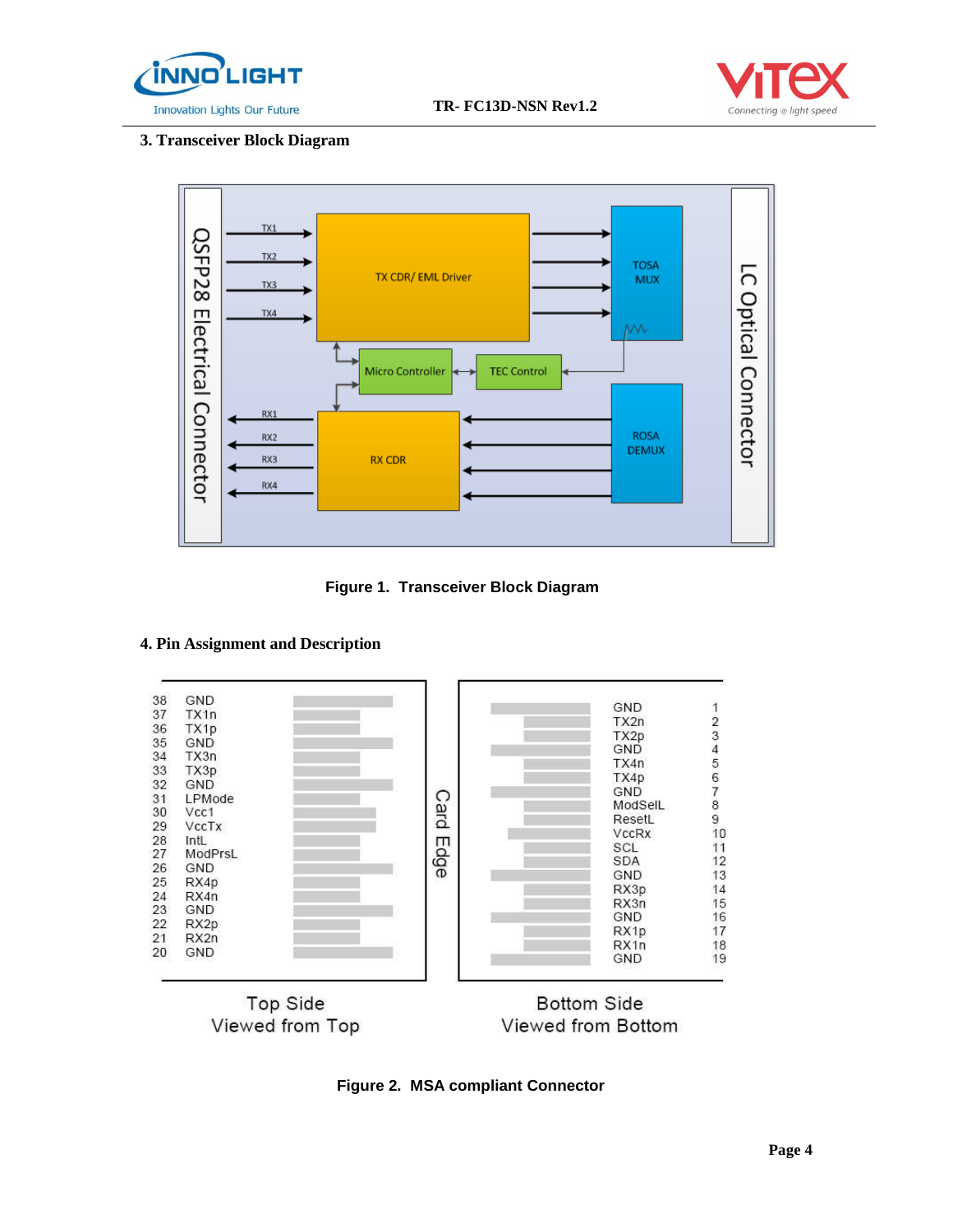## 3. Transceiver Block Diagram

Figure 1. Transceiver Block Diagram

## 4. Pin Assignment and Description

Figure 2. MSA compliant Connector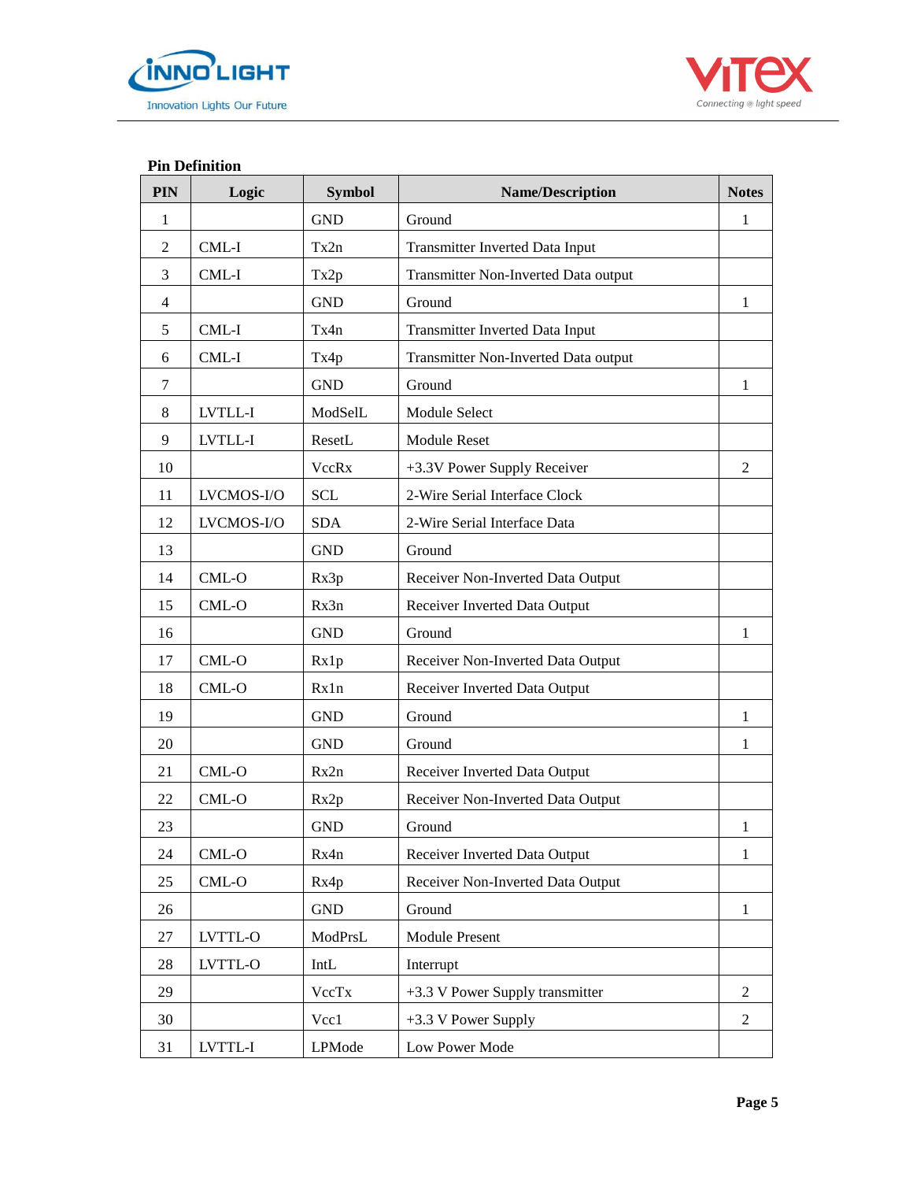**Pin Definition**

| PIN | Logic | Symbol | Name/Description | Notes |
|---|---|---|---|---|
| 1 | | GND | Ground | 1 |
| 2 | CML-I | Tx2n | Transmitter Inverted Data Input | |
| 3 | CML-I | Tx2p | Transmitter Non-Inverted Data output | |
| 4 | | GND | Ground | 1 |
| 5 | CML-I | Tx4n | Transmitter Inverted Data Input | |
| 6 | CML-I | Tx4p | Transmitter Non-Inverted Data output | |
| 7 | | GND | Ground | 1 |
| 8 | LVTLL-I | ModSelL | Module Select | |
| 9 | LVTLL-I | ResetL | Module Reset | |
| 10 | | VccRx | +3.3V Power Supply Receiver | 2 |
| 11 | LVCMOS-I/O | SCL | 2-Wire Serial Interface Clock | |
| 12 | LVCMOS-I/O | SDA | 2-Wire Serial Interface Data | |
| 13 | | GND | Ground | |
| 14 | CML-O | Rx3p | Receiver Non-Inverted Data Output | |
| 15 | CML-O | Rx3n | Receiver Inverted Data Output | |
| 16 | | GND | Ground | 1 |
| 17 | CML-O | Rx1p | Receiver Non-Inverted Data Output | |
| 18 | CML-O | Rx1n | Receiver Inverted Data Output | |
| 19 | | GND | Ground | 1 |
| 20 | | GND | Ground | 1 |
| 21 | CML-O | Rx2n | Receiver Inverted Data Output | |
| 22 | CML-O | Rx2p | Receiver Non-Inverted Data Output | |
| 23 | | GND | Ground | 1 |
| 24 | CML-O | Rx4n | Receiver Inverted Data Output | 1 |
| 25 | CML-O | Rx4p | Receiver Non-Inverted Data Output | |
| 26 | | GND | Ground | 1 |
| 27 | LVTTL-O | ModPrsL | Module Present | |
| 28 | LVTTL-O | IntL | Interrupt | |
| 29 | | VccTx | +3.3 V Power Supply transmitter | 2 |
| 30 | | Vcc1 | +3.3 V Power Supply | 2 |
| 31 | LVTTL-I | LPMode | Low Power Mode | |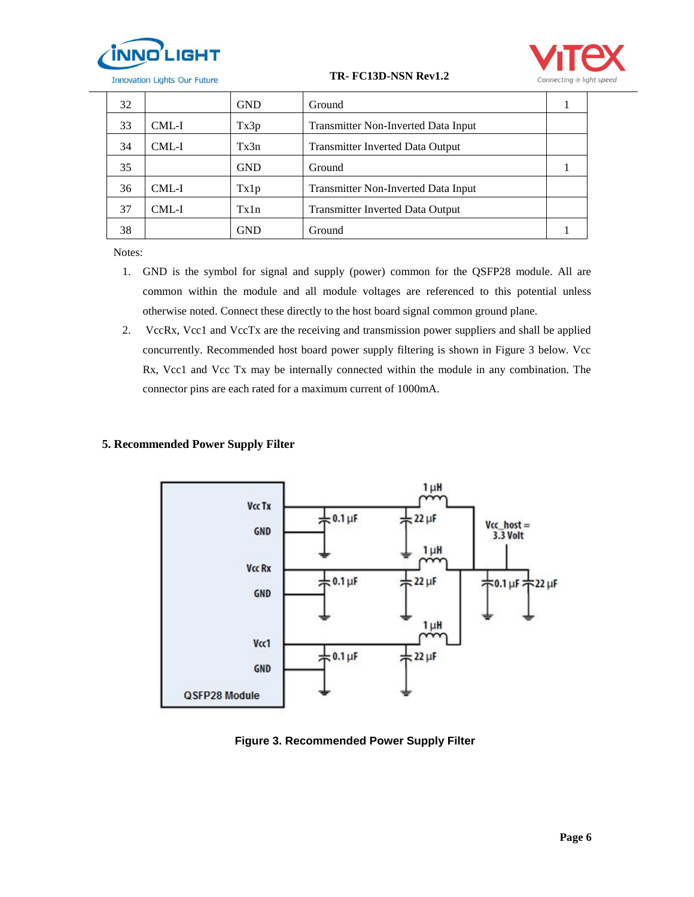| 32 | | GND | Ground | 1 |
|---|---|---|---|---|
| 33 | CML-I | Tx3p | Transmitter Non-Inverted Data Input | |
| 34 | CML-I | Tx3n | Transmitter Inverted Data Output | |
| 35 | | GND | Ground | 1 |
| 36 | CML-I | Tx1p | Transmitter Non-Inverted Data Input | |
| 37 | CML-I | Tx1n | Transmitter Inverted Data Output | |
| 38 | | GND | Ground | 1 |

Notes:

1. GND is the symbol for signal and supply (power) common for the QSFP28 module. All are common within the module and all module voltages are referenced to this potential unless otherwise noted. Connect these directly to the host board signal common ground plane.
2. VccRx, Vcc1 and VccTx are the receiving and transmission power suppliers and shall be applied concurrently. Recommended host board power supply filtering is shown in Figure 3 below. Vcc Rx, Vcc1 and Vcc Tx may be internally connected within the module in any combination. The connector pins are each rated for a maximum current of 1000mA.

## 5. Recommended Power Supply Filter

**Figure 3. Recommended Power Supply Filter**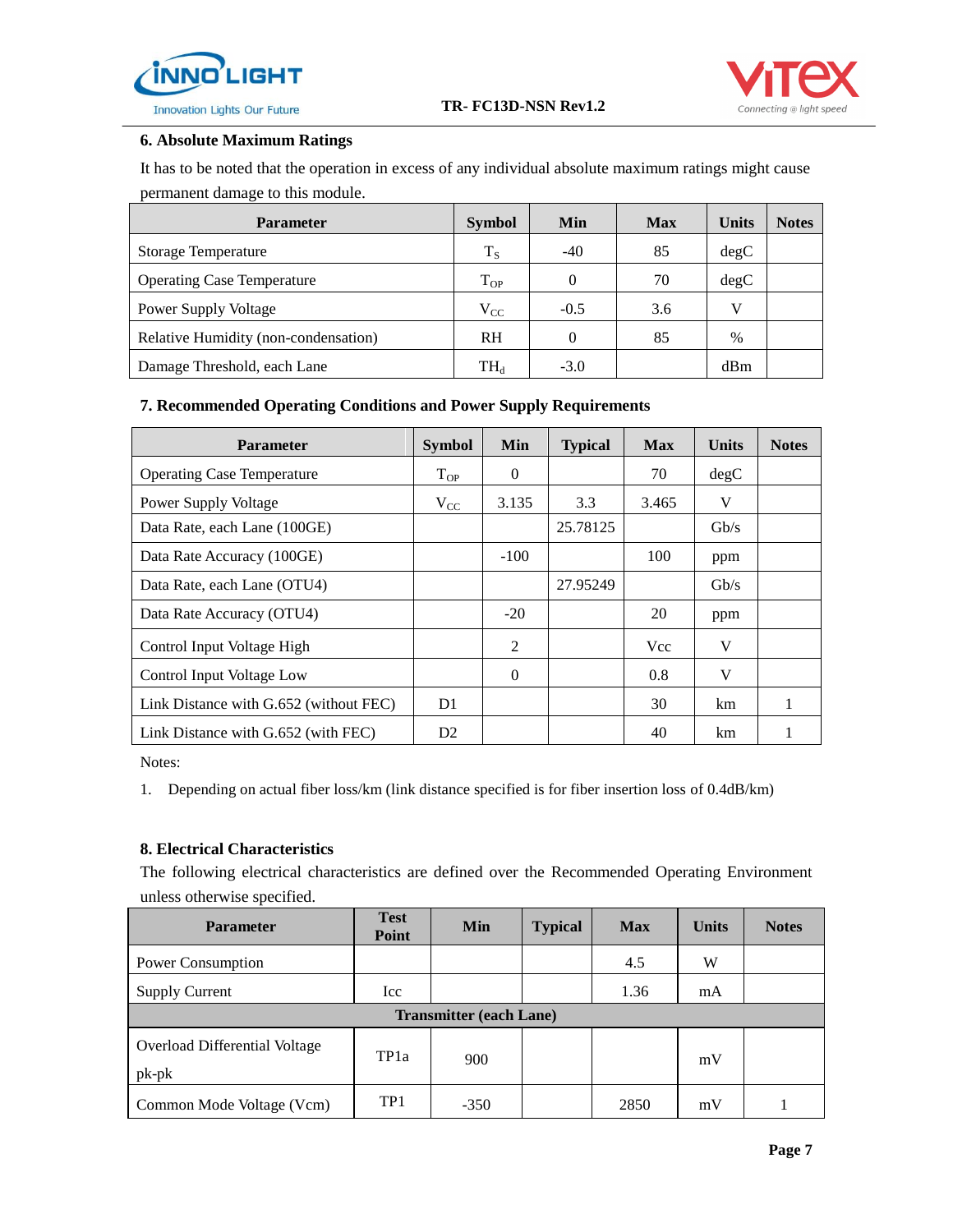## 6. Absolute Maximum Ratings

It has to be noted that the operation in excess of any individual absolute maximum ratings might cause permanent damage to this module.

| Parameter | Symbol | Min | Max | Units | Notes |
|---|---|---|---|---|---|
| Storage Temperature | $T_S$ | -40 | 85 | degC | |
| Operating Case Temperature | $T_{OP}$ | 0 | 70 | degC | |
| Power Supply Voltage | $V_{CC}$ | -0.5 | 3.6 | V | |
| Relative Humidity (non-condensation) | RH | 0 | 85 | % | |
| Damage Threshold, each Lane | $TH_d$ | -3.0 | | dBm | |

## 7. Recommended Operating Conditions and Power Supply Requirements

| Parameter | Symbol | Min | Typical | Max | Units | Notes |
|---|---|---|---|---|---|---|
| Operating Case Temperature | $T_{OP}$ | 0 | | 70 | degC | |
| Power Supply Voltage | $V_{CC}$ | 3.135 | 3.3 | 3.465 | V | |
| Data Rate, each Lane (100GE) | | | 25.78125 | | Gb/s | |
| Data Rate Accuracy (100GE) | | -100 | | 100 | ppm | |
| Data Rate, each Lane (OTU4) | | | 27.95249 | | Gb/s | |
| Data Rate Accuracy (OTU4) | | -20 | | 20 | ppm | |
| Control Input Voltage High | | 2 | | Vcc | V | |
| Control Input Voltage Low | | 0 | | 0.8 | V | |
| Link Distance with G.652 (without FEC) | D1 | | | 30 | km | 1 |
| Link Distance with G.652 (with FEC) | D2 | | | 40 | km | 1 |

Notes:

1. Depending on actual fiber loss/km (link distance specified is for fiber insertion loss of 0.4dB/km)

## 8. Electrical Characteristics

The following electrical characteristics are defined over the Recommended Operating Environment unless otherwise specified.

| Parameter | Test Point | Min | Typical | Max | Units | Notes |
|---|---|---|---|---|---|---|
| Power Consumption | | | | 4.5 | W | |
| Supply Current | Icc | | | 1.36 | mA | |
| **Transmitter (each Lane)** | | | | | | |
| Overload Differential Voltage pk-pk | TP1a | 900 | | | mV | |
| Common Mode Voltage (Vcm) | TP1 | -350 | | 2850 | mV | 1 |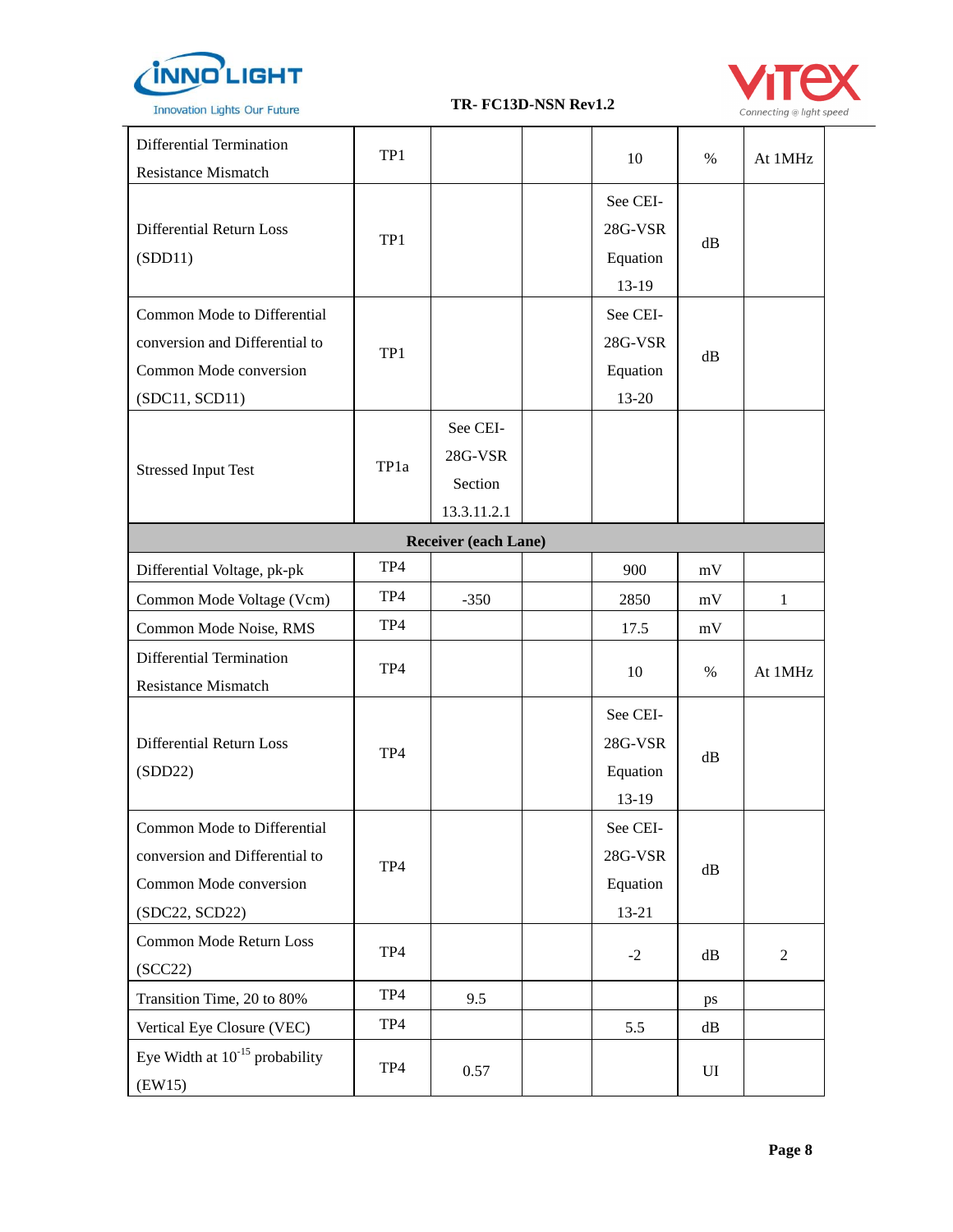| | | | | | | |
|---|---|---|---|---|---|---|
| Differential Termination Resistance Mismatch | TP1 | | | 10 | % | At 1MHz |
| Differential Return Loss (SDD11) | TP1 | | | See CEI-28G-VSR Equation 13-19 | dB | |
| Common Mode to Differential conversion and Differential to Common Mode conversion (SDC11, SCD11) | TP1 | | | See CEI-28G-VSR Equation 13-20 | dB | |
| Stressed Input Test | TP1a | See CEI-28G-VSR Section 13.3.11.2.1 | | | | |
| **Receiver (each Lane)** | | | | | | |
| Differential Voltage, pk-pk | TP4 | | | 900 | mV | |
| Common Mode Voltage (Vcm) | TP4 | -350 | | 2850 | mV | 1 |
| Common Mode Noise, RMS | TP4 | | | 17.5 | mV | |
| Differential Termination Resistance Mismatch | TP4 | | | 10 | % | At 1MHz |
| Differential Return Loss (SDD22) | TP4 | | | See CEI-28G-VSR Equation 13-19 | dB | |
| Common Mode to Differential conversion and Differential to Common Mode conversion (SDC22, SCD22) | TP4 | | | See CEI-28G-VSR Equation 13-21 | dB | |
| Common Mode Return Loss (SCC22) | TP4 | | | -2 | dB | 2 |
| Transition Time, 20 to 80% | TP4 | 9.5 | | | ps | |
| Vertical Eye Closure (VEC) | TP4 | | | 5.5 | dB | |
| Eye Width at $10^{-15}$ probability (EW15) | TP4 | 0.57 | | | UI | |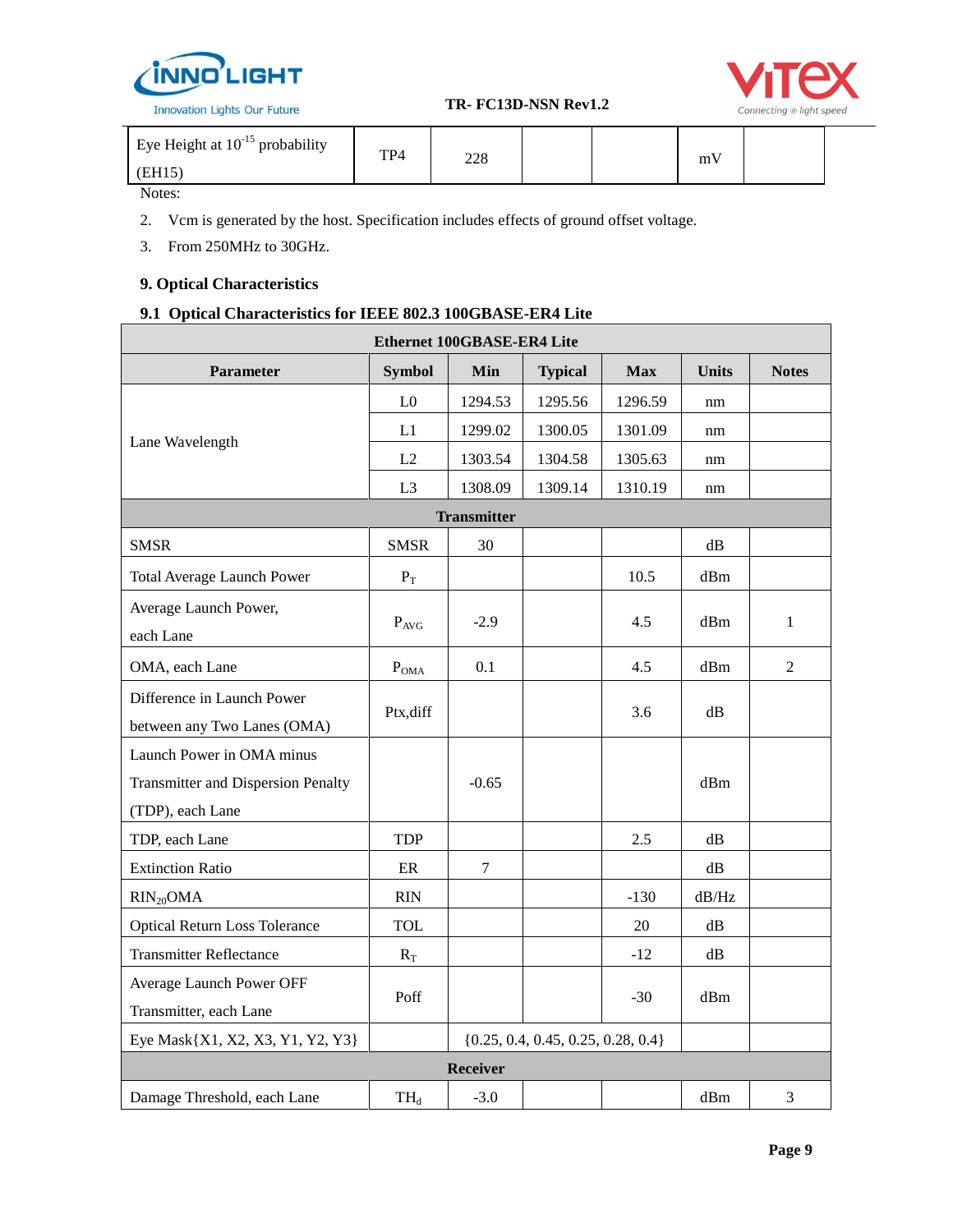| Eye Height at $10^{-15}$ probability (EH15) | TP4 | 228 | | | mV | |
|---|---|---|---|---|---|---|

Notes:

2. Vcm is generated by the host. Specification includes effects of ground offset voltage.
3. From 250MHz to 30GHz.

## 9. Optical Characteristics

### 9.1 Optical Characteristics for IEEE 802.3 100GBASE-ER4 Lite

| Ethernet 100GBASE-ER4 Lite | | | | | | |
|---|---|---|---|---|---|---|
| **Parameter** | **Symbol** | **Min** | **Typical** | **Max** | **Units** | **Notes** |
| Lane Wavelength | L0 | 1294.53 | 1295.56 | 1296.59 | nm | |
| | L1 | 1299.02 | 1300.05 | 1301.09 | nm | |
| | L2 | 1303.54 | 1304.58 | 1305.63 | nm | |
| | L3 | 1308.09 | 1309.14 | 1310.19 | nm | |
| **Transmitter** | | | | | | |
| SMSR | SMSR | 30 | | | dB | |
| Total Average Launch Power | $P_T$ | | | 10.5 | dBm | |
| Average Launch Power, each Lane | $P_{AVG}$ | -2.9 | | 4.5 | dBm | 1 |
| OMA, each Lane | $P_{OMA}$ | 0.1 | | 4.5 | dBm | 2 |
| Difference in Launch Power between any Two Lanes (OMA) | Ptx,diff | | | 3.6 | dB | |
| Launch Power in OMA minus Transmitter and Dispersion Penalty (TDP), each Lane | | -0.65 | | | dBm | |
| TDP, each Lane | TDP | | | 2.5 | dB | |
| Extinction Ratio | ER | 7 | | | dB | |
| $RIN_{20}OMA$ | RIN | | | -130 | dB/Hz | |
| Optical Return Loss Tolerance | TOL | | | 20 | dB | |
| Transmitter Reflectance | $R_T$ | | | -12 | dB | |
| Average Launch Power OFF Transmitter, each Lane | Poff | | | -30 | dBm | |
| Eye Mask{X1, X2, X3, Y1, Y2, Y3} | | {0.25, 0.4, 0.45, 0.25, 0.28, 0.4} | | | | |
| **Receiver** | | | | | | |
| Damage Threshold, each Lane | $TH_d$ | -3.0 | | | dBm | 3 |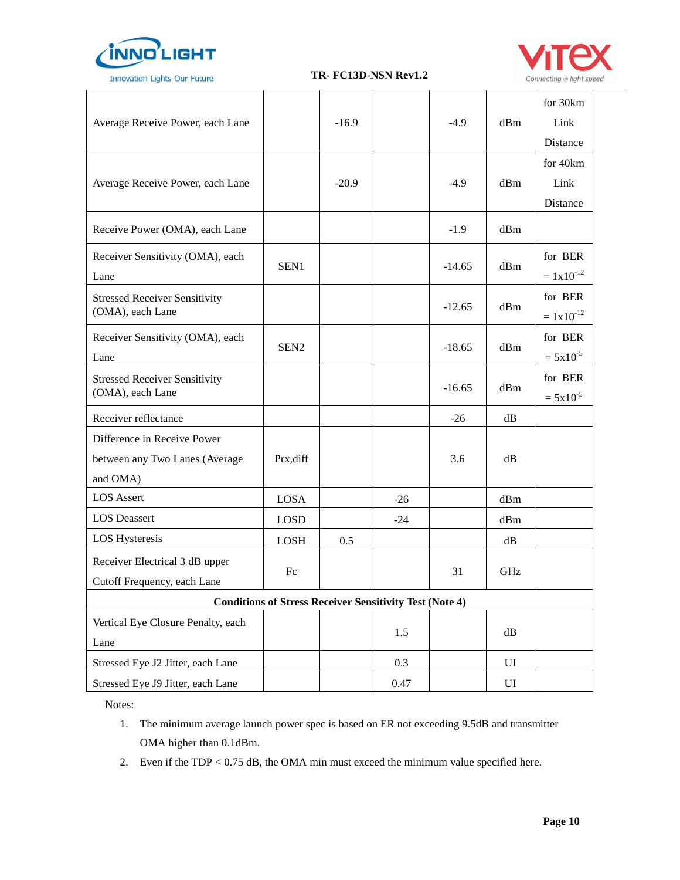| | | | | | | |
|---|---|---|---|---|---|---|
| Average Receive Power, each Lane | | -16.9 | | -4.9 | dBm | for 30km Link Distance |
| Average Receive Power, each Lane | | -20.9 | | -4.9 | dBm | for 40km Link Distance |
| Receive Power (OMA), each Lane | | | | -1.9 | dBm | |
| Receiver Sensitivity (OMA), each Lane | SEN1 | | | -14.65 | dBm | for BER = $1x10^{-12}$ |
| Stressed Receiver Sensitivity (OMA), each Lane | | | | -12.65 | dBm | for BER = $1x10^{-12}$ |
| Receiver Sensitivity (OMA), each Lane | SEN2 | | | -18.65 | dBm | for BER = $5x10^{-5}$ |
| Stressed Receiver Sensitivity (OMA), each Lane | | | | -16.65 | dBm | for BER = $5x10^{-5}$ |
| Receiver reflectance | | | | -26 | dB | |
| Difference in Receive Power between any Two Lanes (Average and OMA) | Prx,diff | | | 3.6 | dB | |
| LOS Assert | LOSA | | -26 | | dBm | |
| LOS Deassert | LOSD | | -24 | | dBm | |
| LOS Hysteresis | LOSH | 0.5 | | | dB | |
| Receiver Electrical 3 dB upper Cutoff Frequency, each Lane | Fc | | | 31 | GHz | |
| **Conditions of Stress Receiver Sensitivity Test (Note 4)** | | | | | | |
| Vertical Eye Closure Penalty, each Lane | | | 1.5 | | dB | |
| Stressed Eye J2 Jitter, each Lane | | | 0.3 | | UI | |
| Stressed Eye J9 Jitter, each Lane | | | 0.47 | | UI | |

Notes:

1. The minimum average launch power spec is based on ER not exceeding 9.5dB and transmitter OMA higher than 0.1dBm.
2. Even if the TDP < 0.75 dB, the OMA min must exceed the minimum value specified here.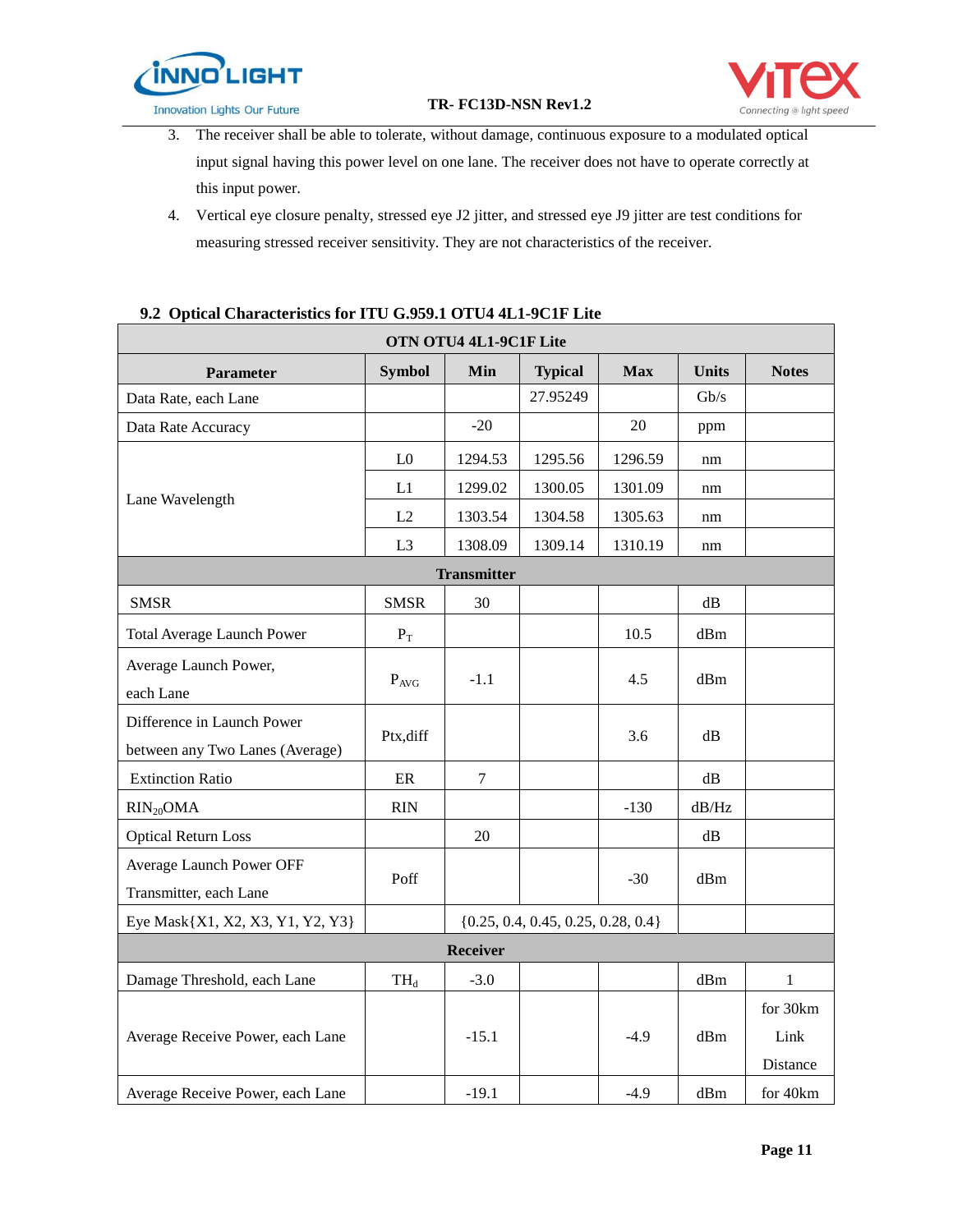3. The receiver shall be able to tolerate, without damage, continuous exposure to a modulated optical input signal having this power level on one lane. The receiver does not have to operate correctly at this input power.
4. Vertical eye closure penalty, stressed eye J2 jitter, and stressed eye J9 jitter are test conditions for measuring stressed receiver sensitivity. They are not characteristics of the receiver.

## 9.2 Optical Characteristics for ITU G.959.1 OTU4 4L1-9C1F Lite

| OTN OTU4 4L1-9C1F Lite | | | | | | |
|---|---|---|---|---|---|---|
| **Parameter** | **Symbol** | **Min** | **Typical** | **Max** | **Units** | **Notes** |
| Data Rate, each Lane | | | 27.95249 | | Gb/s | |
| Data Rate Accuracy | | -20 | | 20 | ppm | |
| Lane Wavelength | L0 | 1294.53 | 1295.56 | 1296.59 | nm | |
| | L1 | 1299.02 | 1300.05 | 1301.09 | nm | |
| | L2 | 1303.54 | 1304.58 | 1305.63 | nm | |
| | L3 | 1308.09 | 1309.14 | 1310.19 | nm | |
| **Transmitter** | | | | | | |
| SMSR | SMSR | 30 | | | dB | |
| Total Average Launch Power | $P_T$ | | | 10.5 | dBm | |
| Average Launch Power, each Lane | $P_{AVG}$ | -1.1 | | 4.5 | dBm | |
| Difference in Launch Power between any Two Lanes (Average) | Ptx,diff | | | 3.6 | dB | |
| Extinction Ratio | ER | 7 | | | dB | |
| $RIN_{20}OMA$ | RIN | | | -130 | dB/Hz | |
| Optical Return Loss | | 20 | | | dB | |
| Average Launch Power OFF Transmitter, each Lane | Poff | | | -30 | dBm | |
| Eye Mask{X1, X2, X3, Y1, Y2, Y3} | | {0.25, 0.4, 0.45, 0.25, 0.28, 0.4} | | | | |
| **Receiver** | | | | | | |
| Damage Threshold, each Lane | $TH_d$ | -3.0 | | | dBm | 1 |
| Average Receive Power, each Lane | | -15.1 | | -4.9 | dBm | for 30km Link Distance |
| Average Receive Power, each Lane | | -19.1 | | -4.9 | dBm | for 40km |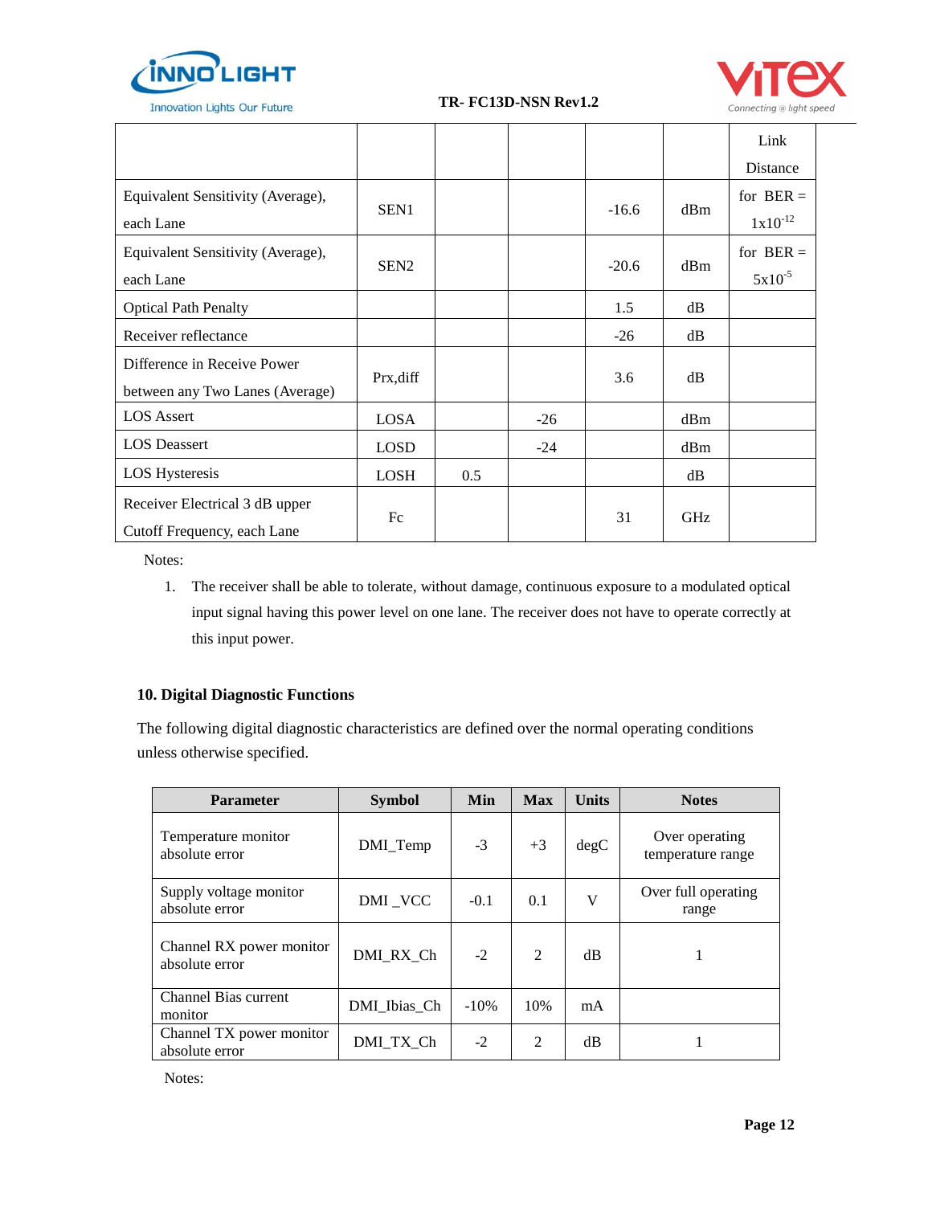| | | | | | | Link Distance |
|---|---|---|---|---|---|---|
| Equivalent Sensitivity (Average), each Lane | SEN1 | | | -16.6 | dBm | for BER = $1x10^{-12}$ |
| Equivalent Sensitivity (Average), each Lane | SEN2 | | | -20.6 | dBm | for BER = $5x10^{-5}$ |
| Optical Path Penalty | | | | 1.5 | dB | |
| Receiver reflectance | | | | -26 | dB | |
| Difference in Receive Power between any Two Lanes (Average) | Prx,diff | | | 3.6 | dB | |
| LOS Assert | LOSA | | -26 | | dBm | |
| LOS Deassert | LOSD | | -24 | | dBm | |
| LOS Hysteresis | LOSH | 0.5 | | | dB | |
| Receiver Electrical 3 dB upper Cutoff Frequency, each Lane | Fc | | | 31 | GHz | |

Notes:

1. The receiver shall be able to tolerate, without damage, continuous exposure to a modulated optical input signal having this power level on one lane. The receiver does not have to operate correctly at this input power.

## 10. Digital Diagnostic Functions

The following digital diagnostic characteristics are defined over the normal operating conditions unless otherwise specified.

| Parameter | Symbol | Min | Max | Units | Notes |
|---|---|---|---|---|---|
| Temperature monitor absolute error | DMI_Temp | -3 | +3 | degC | Over operating temperature range |
| Supply voltage monitor absolute error | DMI _VCC | -0.1 | 0.1 | V | Over full operating range |
| Channel RX power monitor absolute error | DMI_RX_Ch | -2 | 2 | dB | 1 |
| Channel Bias current monitor | DMI_Ibias_Ch | -10% | 10% | mA | |
| Channel TX power monitor absolute error | DMI_TX_Ch | -2 | 2 | dB | 1 |

Notes: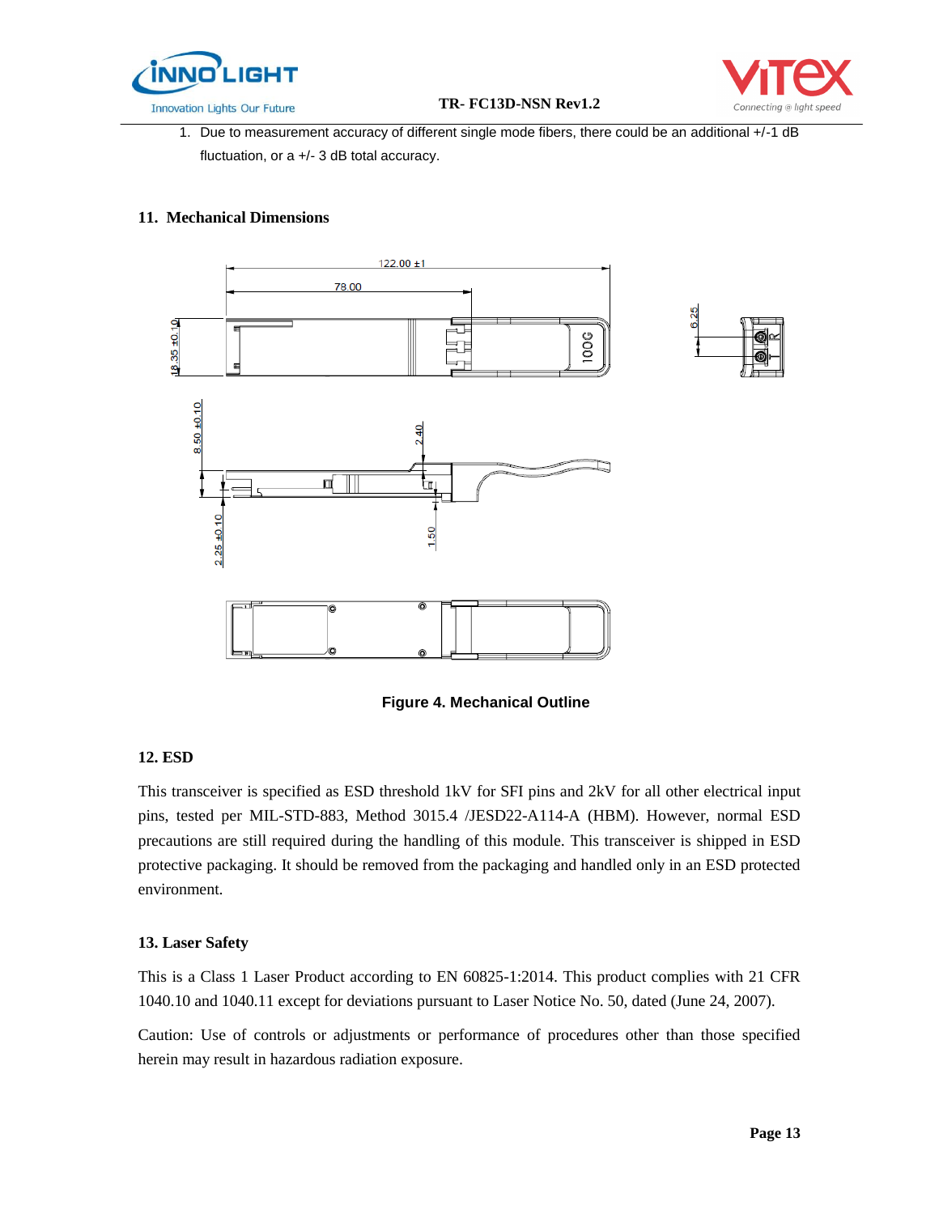1. Due to measurement accuracy of different single mode fibers, there could be an additional +/-1 dB fluctuation, or a +/- 3 dB total accuracy.

## 11. Mechanical Dimensions

**Figure 4. Mechanical Outline**

## 12. ESD

This transceiver is specified as ESD threshold 1kV for SFI pins and 2kV for all other electrical input pins, tested per MIL-STD-883, Method 3015.4 /JESD22-A114-A (HBM). However, normal ESD precautions are still required during the handling of this module. This transceiver is shipped in ESD protective packaging. It should be removed from the packaging and handled only in an ESD protected environment.

## 13. Laser Safety

This is a Class 1 Laser Product according to EN 60825-1:2014. This product complies with 21 CFR 1040.10 and 1040.11 except for deviations pursuant to Laser Notice No. 50, dated (June 24, 2007).

Caution: Use of controls or adjustments or performance of procedures other than those specified herein may result in hazardous radiation exposure.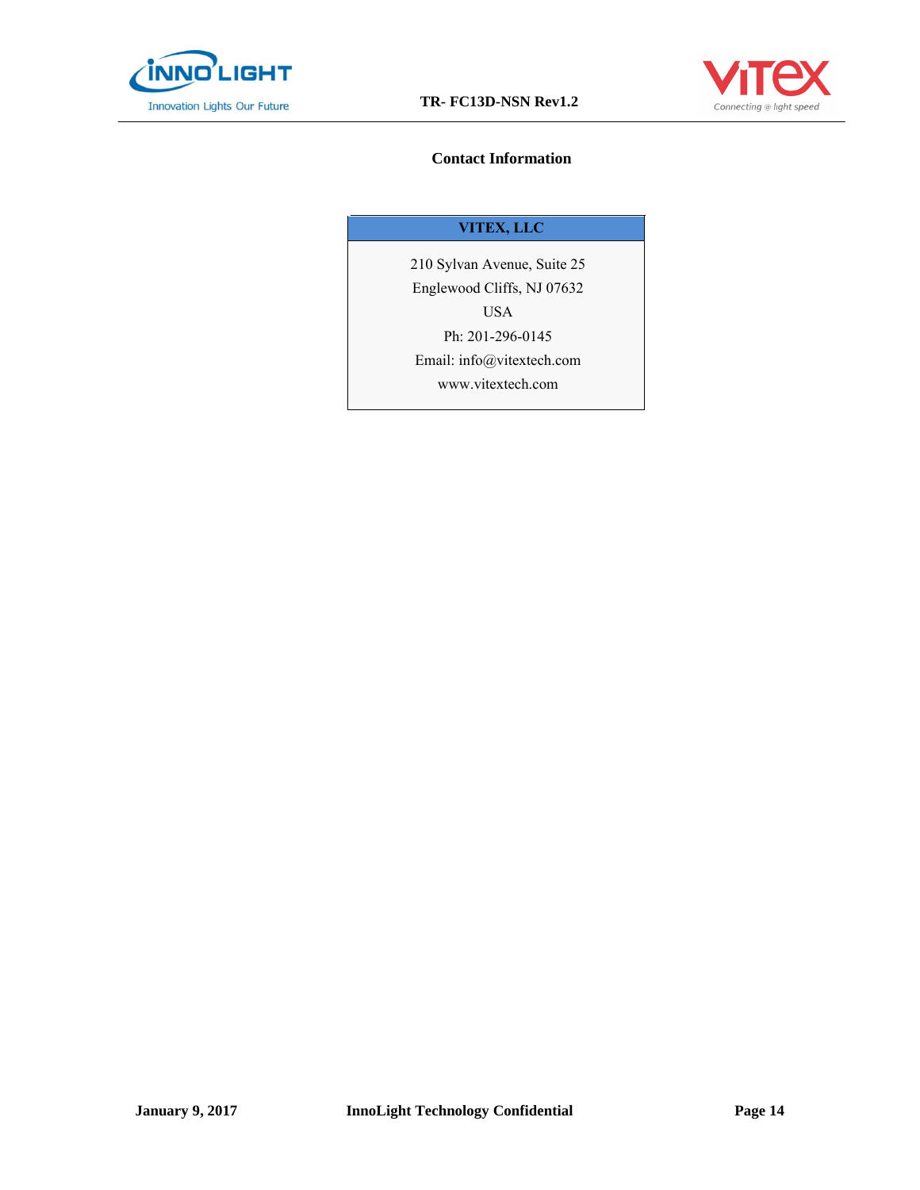## Contact Information

| VITEX, LLC |
|---|
| 210 Sylvan Avenue, Suite 25<br>Englewood Cliffs, NJ 07632<br>USA<br>Ph: 201-296-0145<br>Email: info@vitextech.com<br>www.vitextech.com |